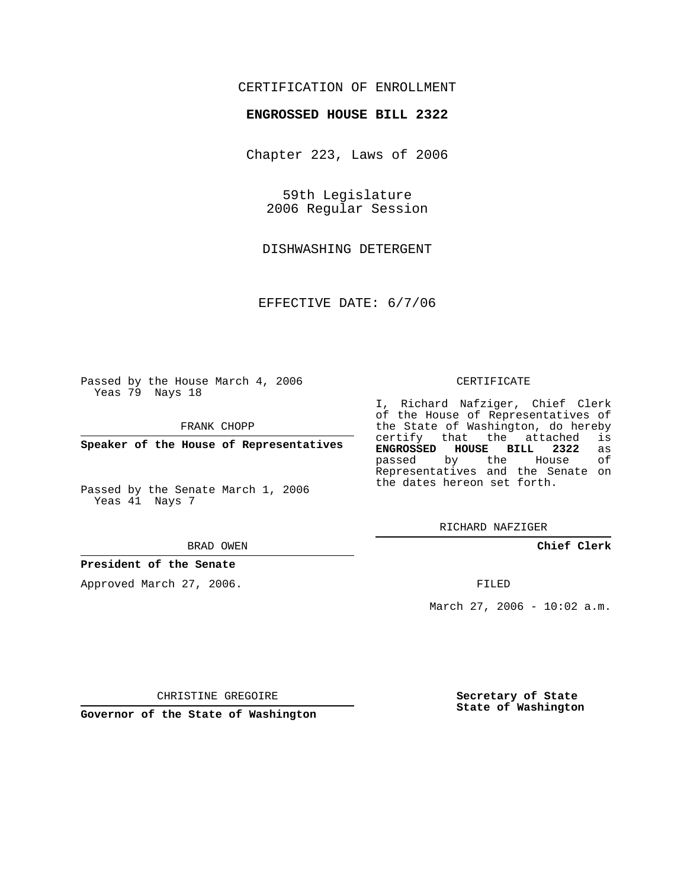CERTIFICATION OF ENROLLMENT

**ENGROSSED HOUSE BILL 2322**

Chapter 223, Laws of 2006

59th Legislature
2006 Regular Session

DISHWASHING DETERGENT

EFFECTIVE DATE: 6/7/06

Passed by the House March 4, 2006
Yeas 79 Nays 18

FRANK CHOPP

**Speaker of the House of Representatives**

Passed by the Senate March 1, 2006
Yeas 41 Nays 7

BRAD OWEN

**President of the Senate**

Approved March 27, 2006.

CHRISTINE GREGOIRE

**Governor of the State of Washington**

CERTIFICATE

I, Richard Nafziger, Chief Clerk of the House of Representatives of the State of Washington, do hereby certify that the attached is **ENGROSSED HOUSE BILL 2322** as passed by the House of Representatives and the Senate on the dates hereon set forth.

RICHARD NAFZIGER

**Chief Clerk**

FILED

March 27, 2006 - 10:02 a.m.

**Secretary of State**
**State of Washington**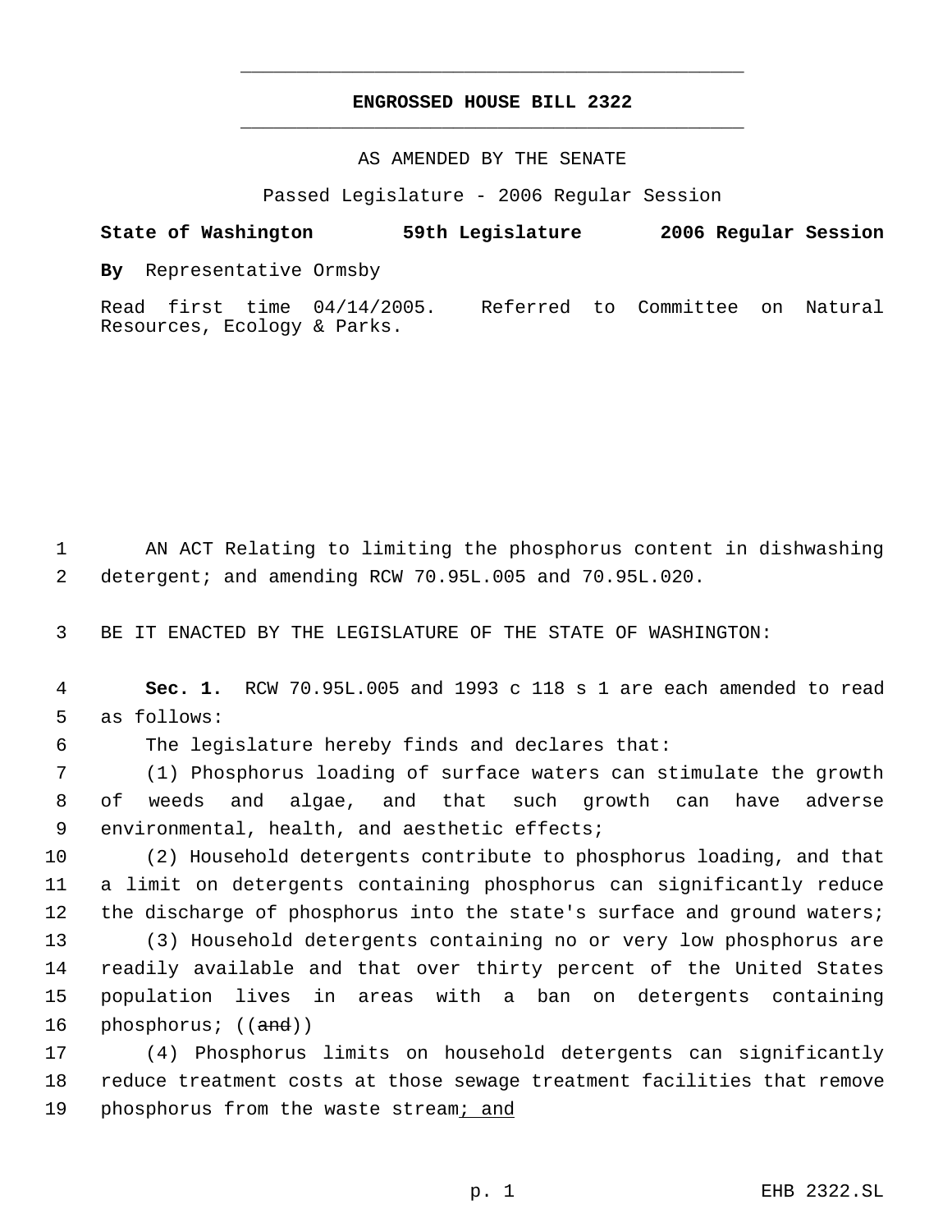# ENGROSSED HOUSE BILL 2322

AS AMENDED BY THE SENATE

Passed Legislature - 2006 Regular Session

**State of Washington 59th Legislature 2006 Regular Session**

**By** Representative Ormsby

Read first time 04/14/2005. Referred to Committee on Natural Resources, Ecology & Parks.

AN ACT Relating to limiting the phosphorus content in dishwashing detergent; and amending RCW 70.95L.005 and 70.95L.020.

BE IT ENACTED BY THE LEGISLATURE OF THE STATE OF WASHINGTON:

**Sec. 1.** RCW 70.95L.005 and 1993 c 118 s 1 are each amended to read as follows:

The legislature hereby finds and declares that:

(1) Phosphorus loading of surface waters can stimulate the growth of weeds and algae, and that such growth can have adverse environmental, health, and aesthetic effects;

(2) Household detergents contribute to phosphorus loading, and that a limit on detergents containing phosphorus can significantly reduce the discharge of phosphorus into the state's surface and ground waters;

(3) Household detergents containing no or very low phosphorus are readily available and that over thirty percent of the United States population lives in areas with a ban on detergents containing phosphorus; ((~~and~~))

(4) Phosphorus limits on household detergents can significantly reduce treatment costs at those sewage treatment facilities that remove phosphorus from the waste stream<u>; and</u>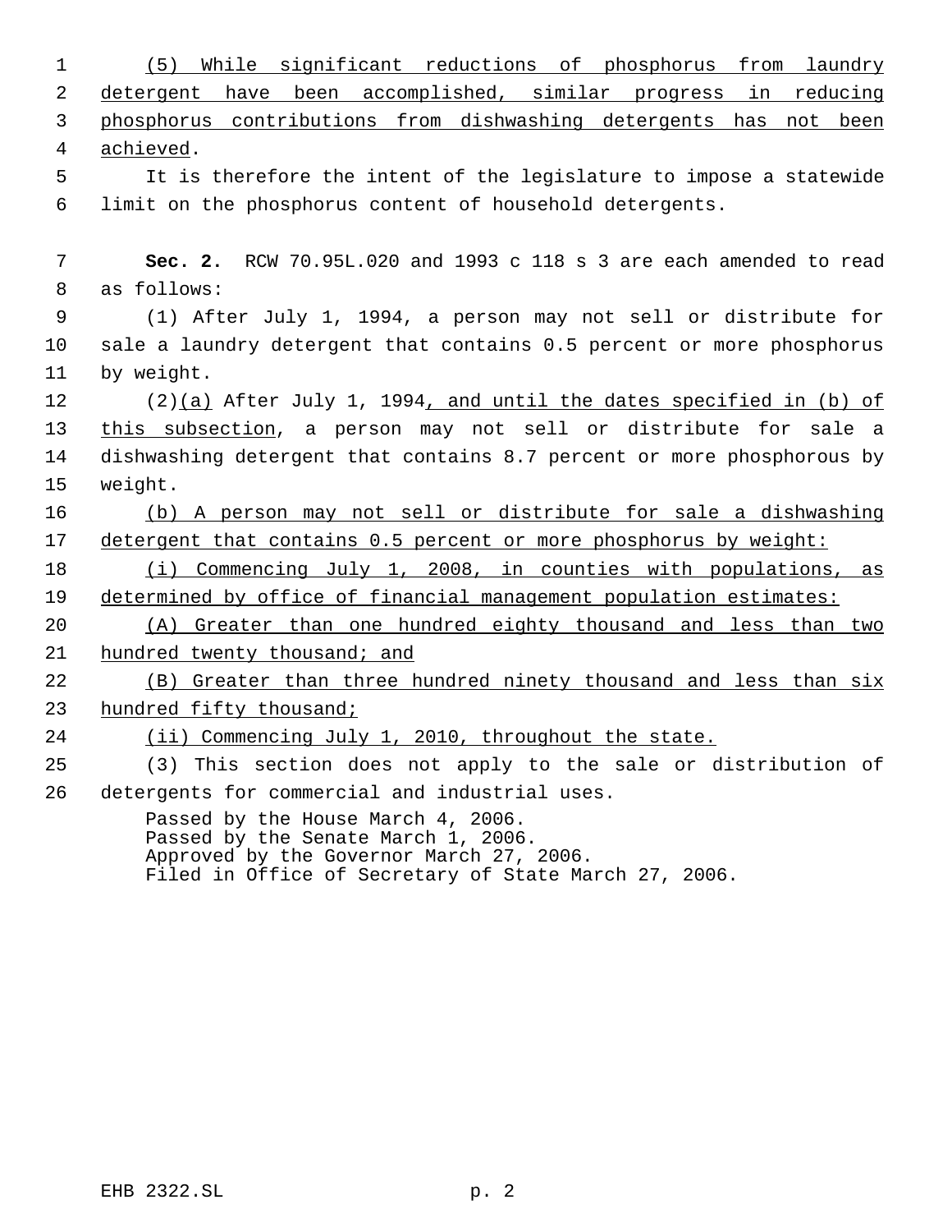(5) While significant reductions of phosphorus from laundry detergent have been accomplished, similar progress in reducing phosphorus contributions from dishwashing detergents has not been achieved.

It is therefore the intent of the legislature to impose a statewide limit on the phosphorus content of household detergents.

**Sec. 2.** RCW 70.95L.020 and 1993 c 118 s 3 are each amended to read as follows:

(1) After July 1, 1994, a person may not sell or distribute for sale a laundry detergent that contains 0.5 percent or more phosphorus by weight.

(2)(a) After July 1, 1994, and until the dates specified in (b) of this subsection, a person may not sell or distribute for sale a dishwashing detergent that contains 8.7 percent or more phosphorous by weight.

(b) A person may not sell or distribute for sale a dishwashing detergent that contains 0.5 percent or more phosphorus by weight:

(i) Commencing July 1, 2008, in counties with populations, as determined by office of financial management population estimates:

(A) Greater than one hundred eighty thousand and less than two hundred twenty thousand; and

(B) Greater than three hundred ninety thousand and less than six hundred fifty thousand;

(ii) Commencing July 1, 2010, throughout the state.

(3) This section does not apply to the sale or distribution of detergents for commercial and industrial uses.

Passed by the House March 4, 2006.
Passed by the Senate March 1, 2006.
Approved by the Governor March 27, 2006.
Filed in Office of Secretary of State March 27, 2006.